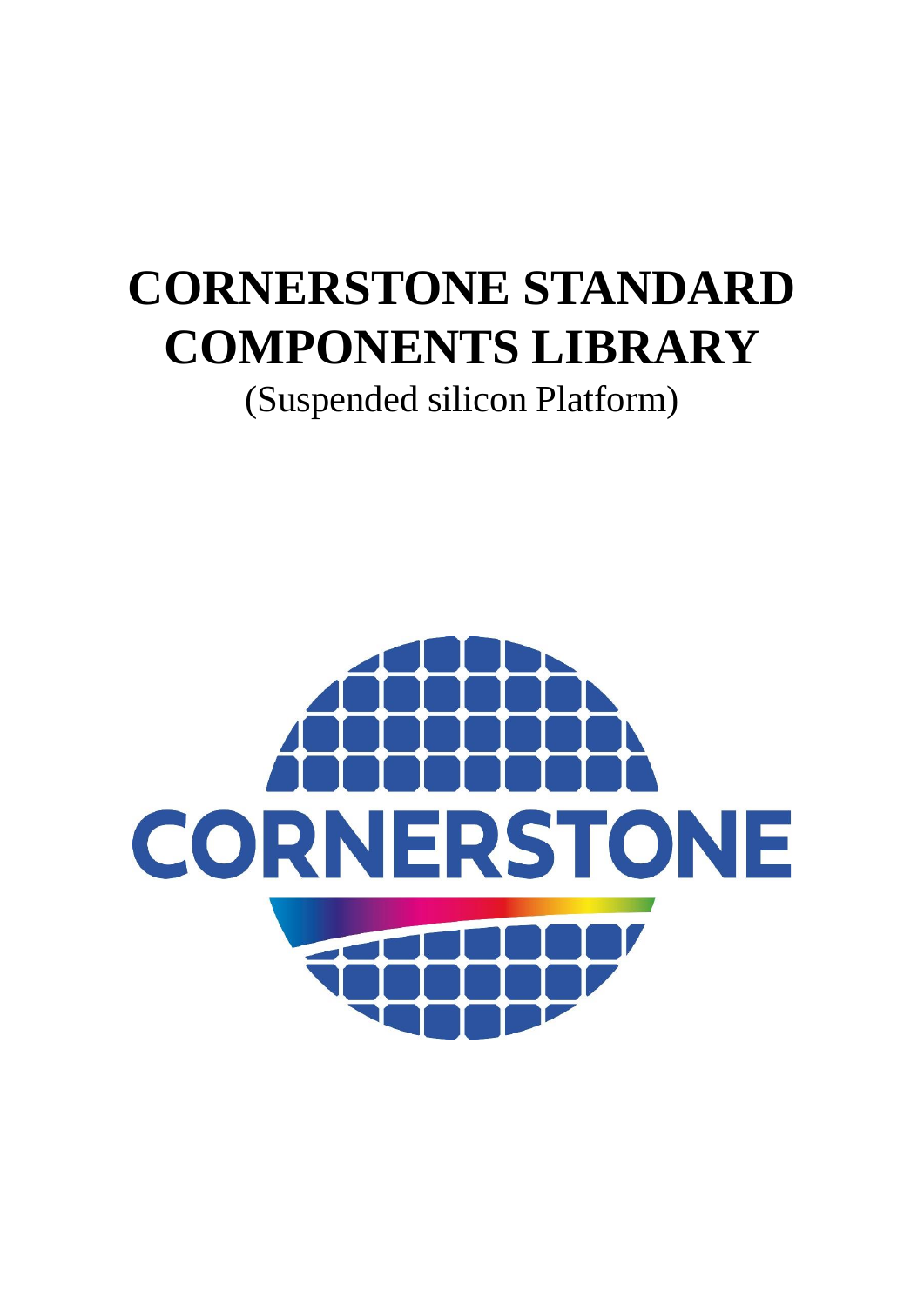# CORNERSTONE STANDARD COMPONENTS LIBRARY

(Suspended silicon Platform)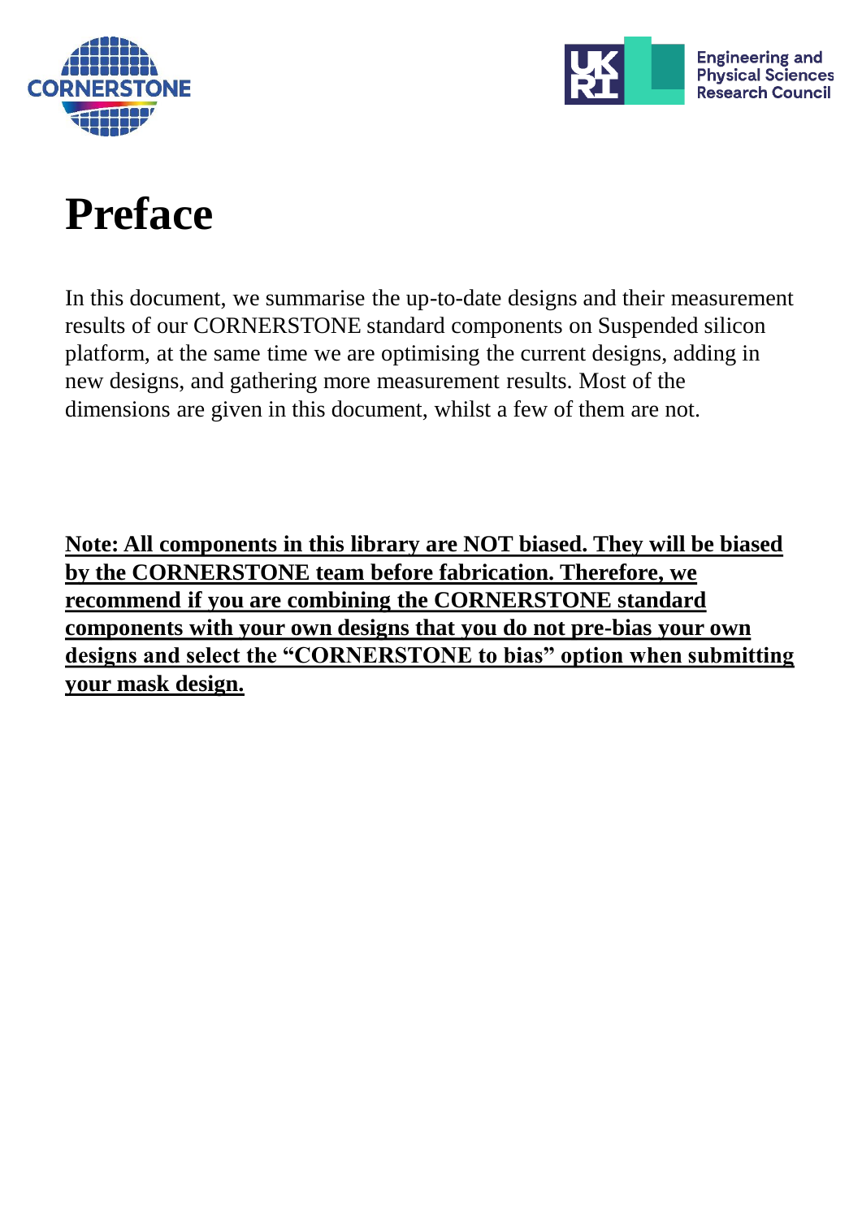# Preface

In this document, we summarise the up-to-date designs and their measurement results of our CORNERSTONE standard components on Suspended silicon platform, at the same time we are optimising the current designs, adding in new designs, and gathering more measurement results. Most of the dimensions are given in this document, whilst a few of them are not.

**Note: All components in this library are NOT biased. They will be biased by the CORNERSTONE team before fabrication. Therefore, we recommend if you are combining the CORNERSTONE standard components with your own designs that you do not pre-bias your own designs and select the "CORNERSTONE to bias" option when submitting your mask design.**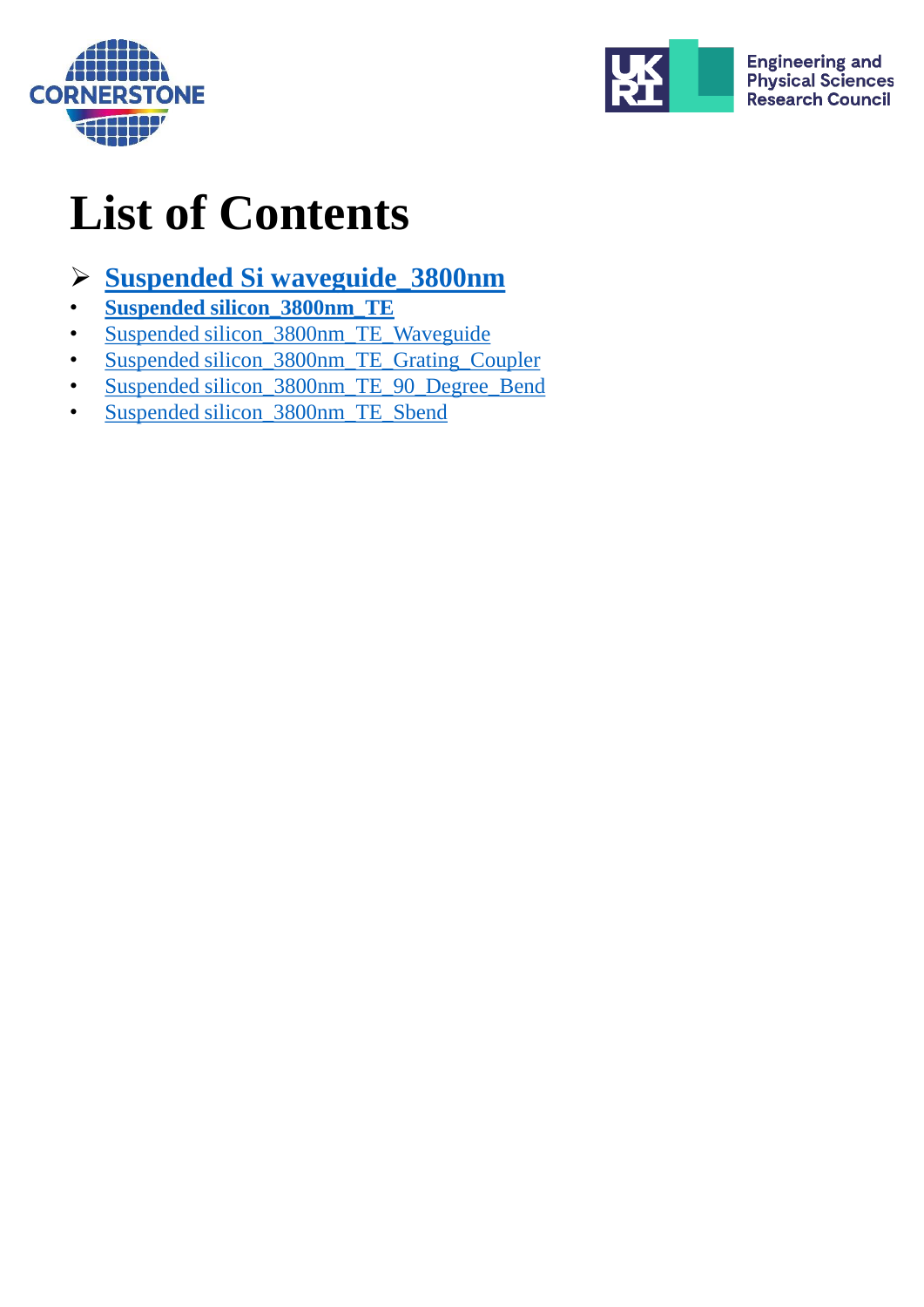# List of Contents

- **Suspended Si waveguide_3800nm**
- **Suspended silicon_3800nm_TE**
- Suspended silicon_3800nm_TE_Waveguide
- Suspended silicon_3800nm_TE_Grating_Coupler
- Suspended silicon_3800nm_TE_90_Degree_Bend
- Suspended silicon_3800nm_TE_Sbend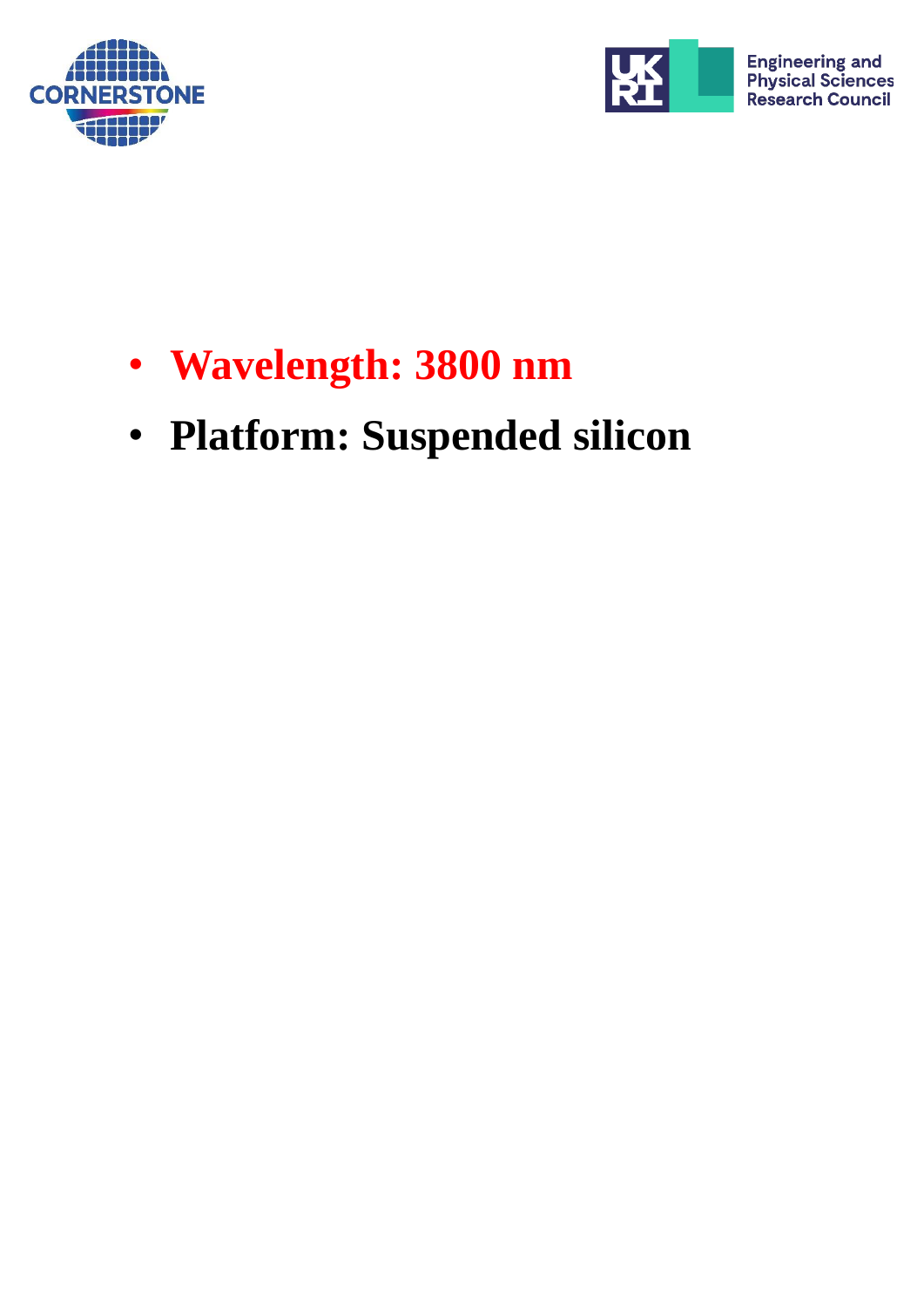- **Wavelength: 3800 nm**
- **Platform: Suspended silicon**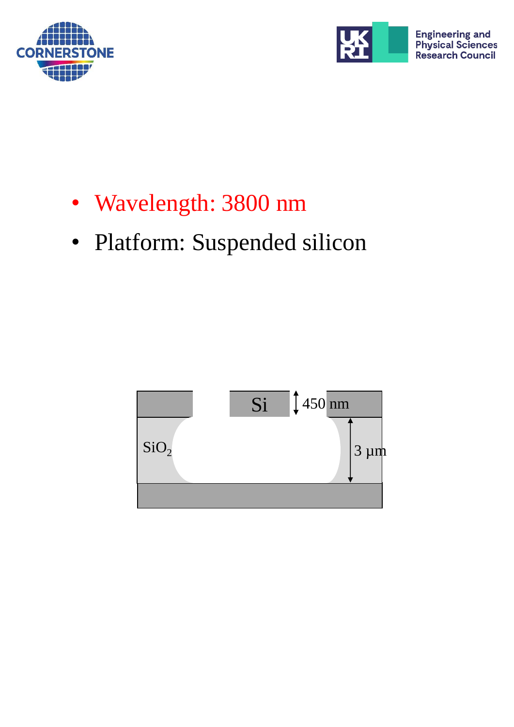- Wavelength: 3800 nm
- Platform: Suspended silicon

Si

450 nm

$SiO_2$

3 µm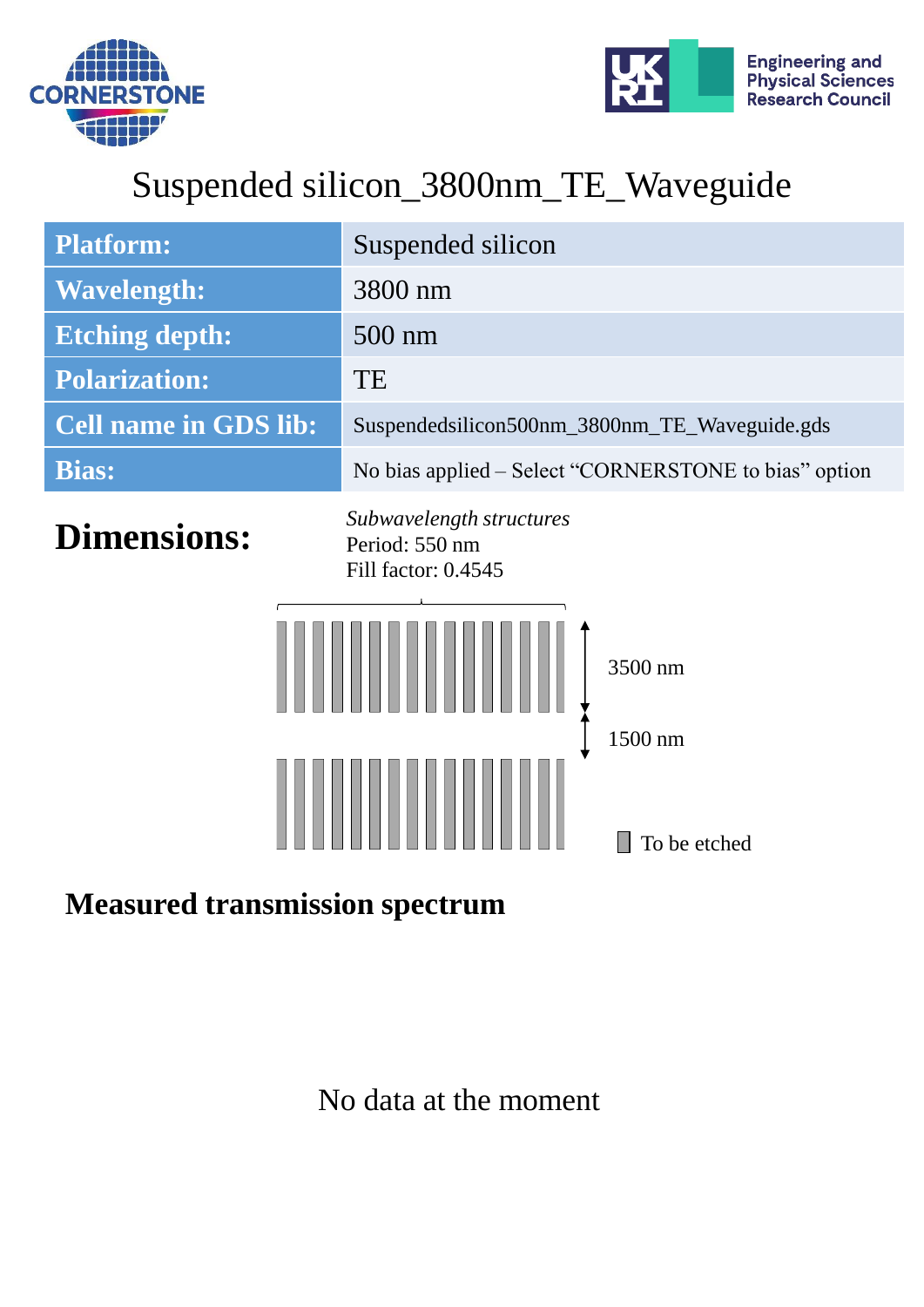# Suspended silicon_3800nm_TE_Waveguide

| **Platform:** | Suspended silicon |
|---|---|
| **Wavelength:** | 3800 nm |
| **Etching depth:** | 500 nm |
| **Polarization:** | TE |
| **Cell name in GDS lib:** | Suspendedsilicon500nm_3800nm_TE_Waveguide.gds |
| **Bias:** | No bias applied – Select “CORNERSTONE to bias” option |

## Dimensions:

*Subwavelength structures*
Period: 550 nm
Fill factor: 0.4545

3500 nm

1500 nm

To be etched

### Measured transmission spectrum

No data at the moment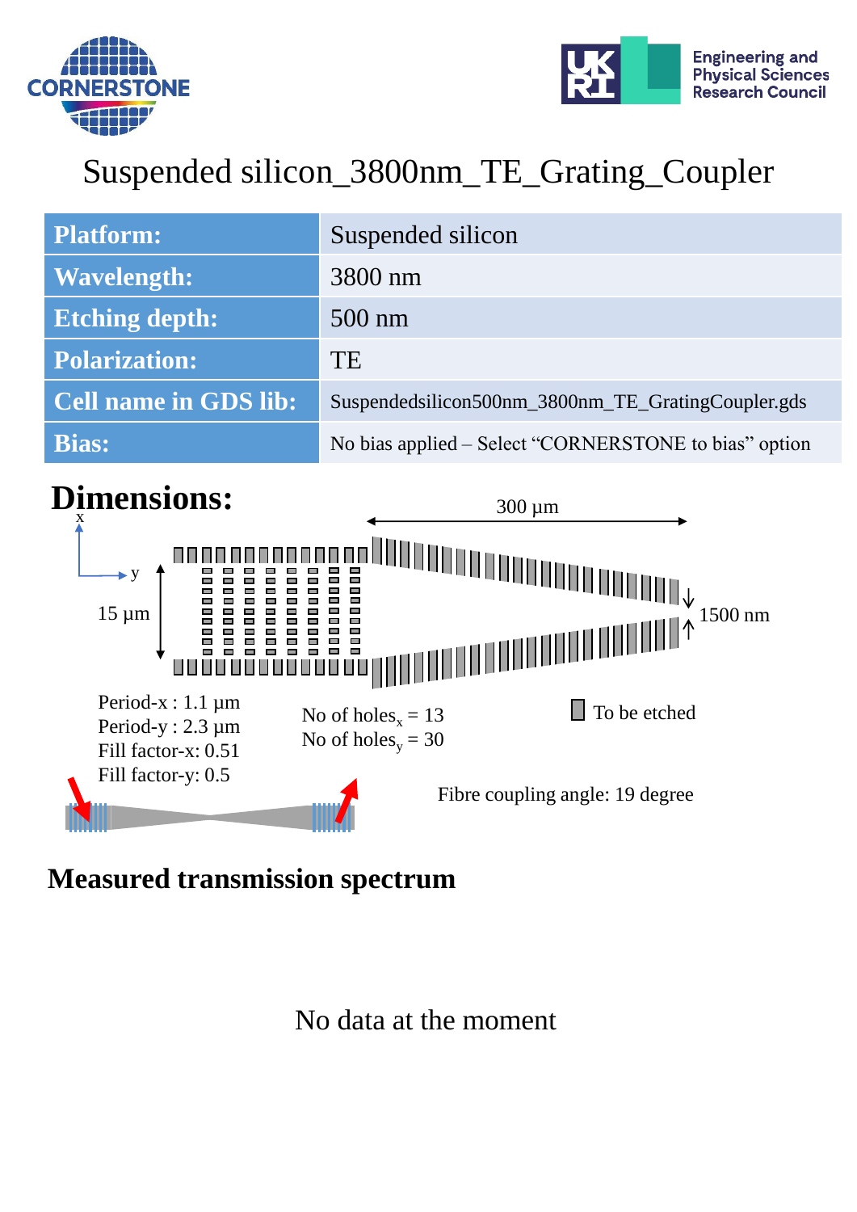# Suspended silicon_3800nm_TE_Grating_Coupler

| **Platform:** | Suspended silicon |
|---|---|
| **Wavelength:** | 3800 nm |
| **Etching depth:** | 500 nm |
| **Polarization:** | TE |
| **Cell name in GDS lib:** | Suspendedsilicon500nm_3800nm_TE_GratingCoupler.gds |
| **Bias:** | No bias applied – Select "CORNERSTONE to bias" option |

## Dimensions:

300 µm

15 µm

1500 nm

Period-x : 1.1 µm
Period-y : 2.3 µm
Fill factor-x: 0.51
Fill factor-y: 0.5

No of holes$_x$ = 13
No of holes$_y$ = 30

To be etched

Fibre coupling angle: 19 degree

## Measured transmission spectrum

No data at the moment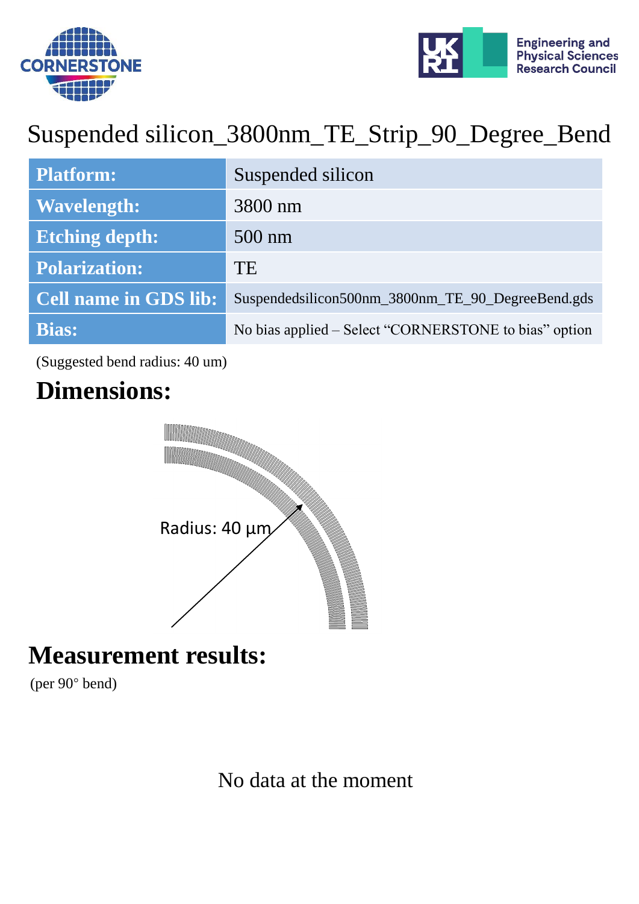# Suspended silicon_3800nm_TE_Strip_90_Degree_Bend

| Platform: | Suspended silicon |
|---|---|
| Wavelength: | 3800 nm |
| Etching depth: | 500 nm |
| Polarization: | TE |
| Cell name in GDS lib: | Suspendedsilicon500nm_3800nm_TE_90_DegreeBend.gds |
| Bias: | No bias applied – Select "CORNERSTONE to bias" option |

(Suggested bend radius: 40 um)

## Dimensions:

Radius: 40 µm

## Measurement results:

(per 90° bend)

No data at the moment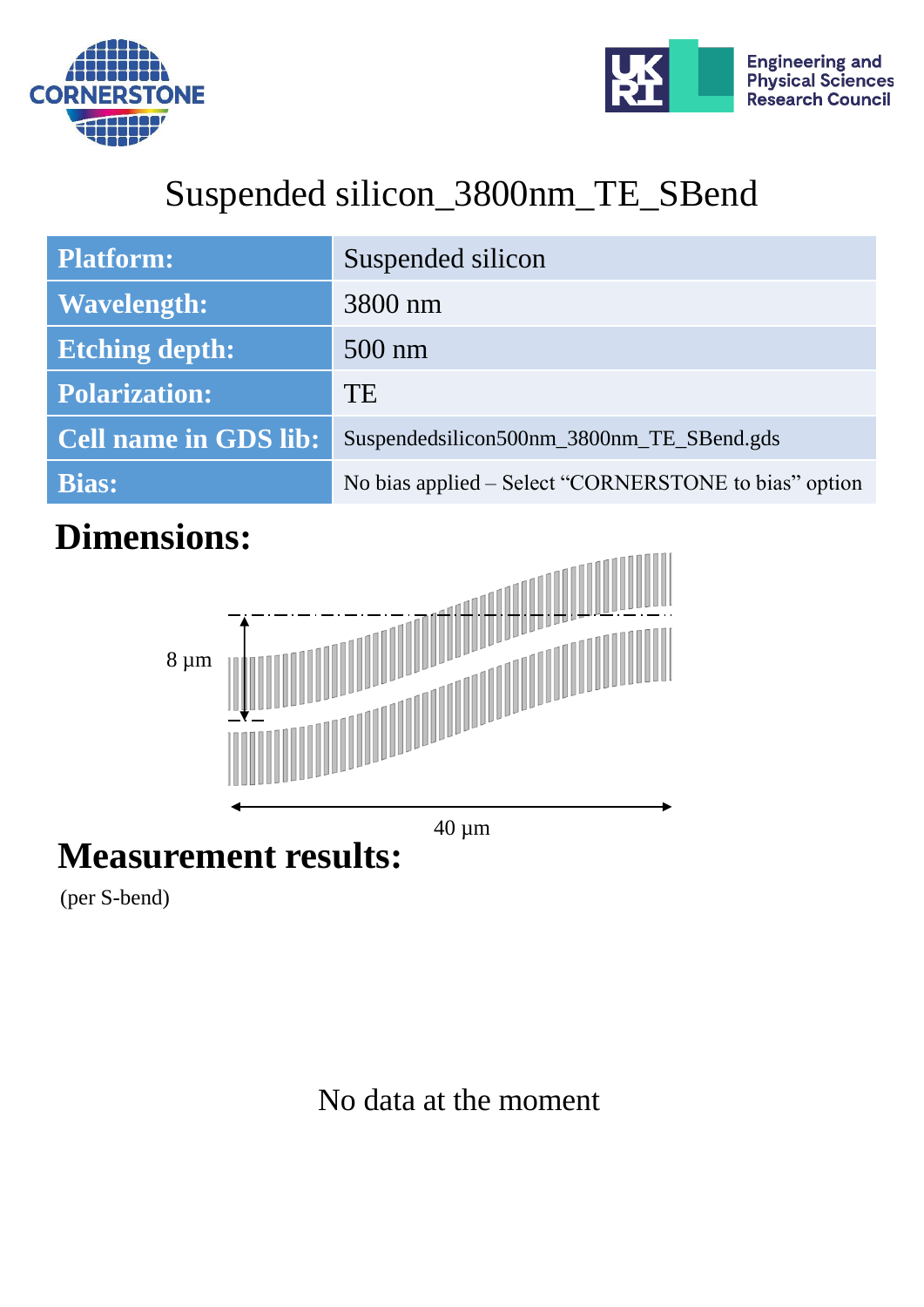# Suspended silicon_3800nm_TE_SBend

| | |
|---|---|
| **Platform:** | Suspended silicon |
| **Wavelength:** | 3800 nm |
| **Etching depth:** | 500 nm |
| **Polarization:** | TE |
| **Cell name in GDS lib:** | Suspendedsilicon500nm_3800nm_TE_SBend.gds |
| **Bias:** | No bias applied – Select "CORNERSTONE to bias" option |

## Dimensions:

8 µm

40 µm

## Measurement results:

(per S-bend)

No data at the moment